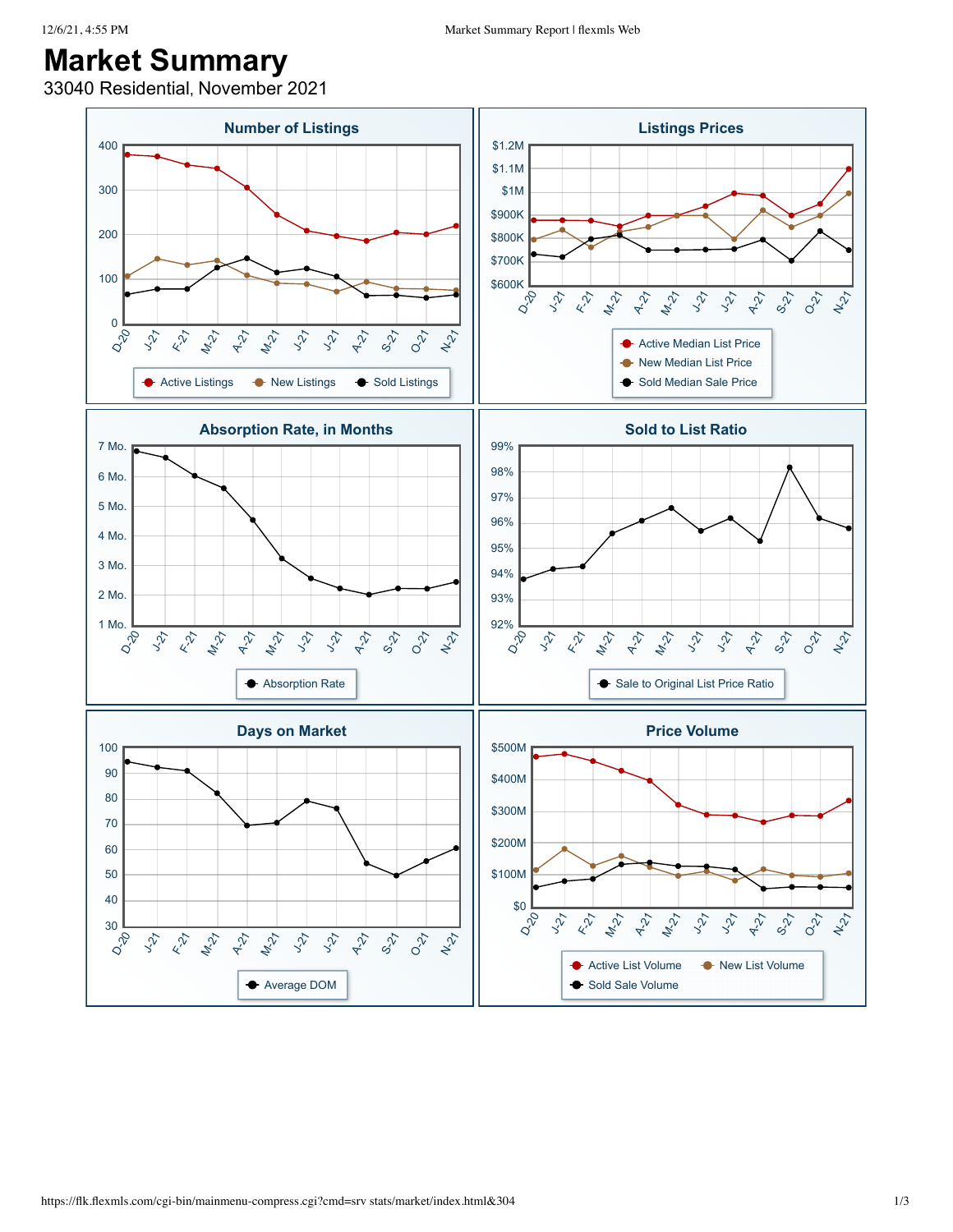# Market Summary

33040 Residential, November 2021

## Number of Listings

400
300
200
100
0

D-20 J-21 F-21 M-21 A-21 M-21 J-21 J-21 A-21 S-21 O-21 N-21

Active Listings · New Listings · Sold Listings

## Listings Prices

$1.2M
$1.1M
$1M
$900K
$800K
$700K
$600K

D-20 J-21 F-21 M-21 A-21 M-21 J-21 J-21 A-21 S-21 O-21 N-21

Active Median List Price · New Median List Price · Sold Median Sale Price

## Absorption Rate, in Months

7 Mo.
6 Mo.
5 Mo.
4 Mo.
3 Mo.
2 Mo.
1 Mo.

D-20 J-21 F-21 M-21 A-21 M-21 J-21 J-21 A-21 S-21 O-21 N-21

Absorption Rate

## Sold to List Ratio

99%
98%
97%
96%
95%
94%
93%
92%

D-20 J-21 F-21 M-21 A-21 M-21 J-21 J-21 A-21 S-21 O-21 N-21

Sale to Original List Price Ratio

## Days on Market

100
90
80
70
60
50
40
30

D-20 J-21 F-21 M-21 A-21 M-21 J-21 J-21 A-21 S-21 O-21 N-21

Average DOM

## Price Volume

$500M
$400M
$300M
$200M
$100M
$0

D-20 J-21 F-21 M-21 A-21 M-21 J-21 J-21 A-21 S-21 O-21 N-21

Active List Volume · New List Volume · Sold Sale Volume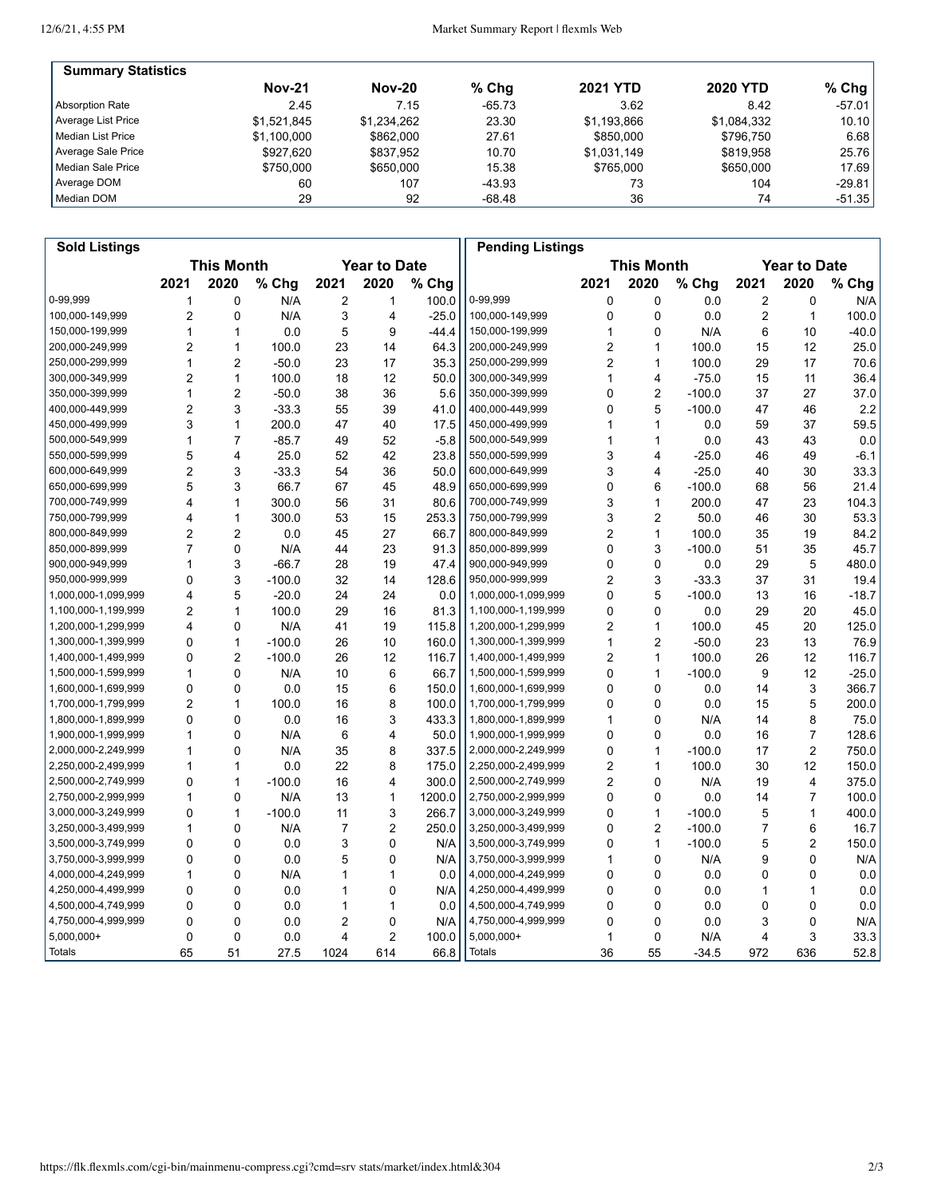## Summary Statistics

| | Nov-21 | Nov-20 | % Chg | 2021 YTD | 2020 YTD | % Chg |
|---|---|---|---|---|---|---|
| Absorption Rate | 2.45 | 7.15 | -65.73 | 3.62 | 8.42 | -57.01 |
| Average List Price | $1,521,845 | $1,234,262 | 23.30 | $1,193,866 | $1,084,332 | 10.10 |
| Median List Price | $1,100,000 | $862,000 | 27.61 | $850,000 | $796,750 | 6.68 |
| Average Sale Price | $927,620 | $837,952 | 10.70 | $1,031,149 | $819,958 | 25.76 |
| Median Sale Price | $750,000 | $650,000 | 15.38 | $765,000 | $650,000 | 17.69 |
| Average DOM | 60 | 107 | -43.93 | 73 | 104 | -29.81 |
| Median DOM | 29 | 92 | -68.48 | 36 | 74 | -51.35 |

## Sold Listings

| | This Month | | | Year to Date | | |
|---|---|---|---|---|---|---|
| | 2021 | 2020 | % Chg | 2021 | 2020 | % Chg |
| 0-99,999 | 1 | 0 | N/A | 2 | 1 | 100.0 |
| 100,000-149,999 | 2 | 0 | N/A | 3 | 4 | -25.0 |
| 150,000-199,999 | 1 | 1 | 0.0 | 5 | 9 | -44.4 |
| 200,000-249,999 | 2 | 1 | 100.0 | 23 | 14 | 64.3 |
| 250,000-299,999 | 1 | 2 | -50.0 | 23 | 17 | 35.3 |
| 300,000-349,999 | 2 | 1 | 100.0 | 18 | 12 | 50.0 |
| 350,000-399,999 | 1 | 2 | -50.0 | 38 | 36 | 5.6 |
| 400,000-449,999 | 2 | 3 | -33.3 | 55 | 39 | 41.0 |
| 450,000-499,999 | 3 | 1 | 200.0 | 47 | 40 | 17.5 |
| 500,000-549,999 | 1 | 7 | -85.7 | 49 | 52 | -5.8 |
| 550,000-599,999 | 5 | 4 | 25.0 | 52 | 42 | 23.8 |
| 600,000-649,999 | 2 | 3 | -33.3 | 54 | 36 | 50.0 |
| 650,000-699,999 | 5 | 3 | 66.7 | 67 | 45 | 48.9 |
| 700,000-749,999 | 4 | 1 | 300.0 | 56 | 31 | 80.6 |
| 750,000-799,999 | 4 | 1 | 300.0 | 53 | 15 | 253.3 |
| 800,000-849,999 | 2 | 2 | 0.0 | 45 | 27 | 66.7 |
| 850,000-899,999 | 7 | 0 | N/A | 44 | 23 | 91.3 |
| 900,000-949,999 | 1 | 3 | -66.7 | 28 | 19 | 47.4 |
| 950,000-999,999 | 0 | 3 | -100.0 | 32 | 14 | 128.6 |
| 1,000,000-1,099,999 | 4 | 5 | -20.0 | 24 | 24 | 0.0 |
| 1,100,000-1,199,999 | 2 | 1 | 100.0 | 29 | 16 | 81.3 |
| 1,200,000-1,299,999 | 4 | 0 | N/A | 41 | 19 | 115.8 |
| 1,300,000-1,399,999 | 0 | 1 | -100.0 | 26 | 10 | 160.0 |
| 1,400,000-1,499,999 | 0 | 2 | -100.0 | 26 | 12 | 116.7 |
| 1,500,000-1,599,999 | 1 | 0 | N/A | 10 | 6 | 66.7 |
| 1,600,000-1,699,999 | 0 | 0 | 0.0 | 15 | 6 | 150.0 |
| 1,700,000-1,799,999 | 2 | 1 | 100.0 | 16 | 8 | 100.0 |
| 1,800,000-1,899,999 | 0 | 0 | 0.0 | 16 | 3 | 433.3 |
| 1,900,000-1,999,999 | 1 | 0 | N/A | 6 | 4 | 50.0 |
| 2,000,000-2,249,999 | 1 | 0 | N/A | 35 | 8 | 337.5 |
| 2,250,000-2,499,999 | 1 | 1 | 0.0 | 22 | 8 | 175.0 |
| 2,500,000-2,749,999 | 0 | 1 | -100.0 | 16 | 4 | 300.0 |
| 2,750,000-2,999,999 | 1 | 0 | N/A | 13 | 1 | 1200.0 |
| 3,000,000-3,249,999 | 0 | 1 | -100.0 | 11 | 3 | 266.7 |
| 3,250,000-3,499,999 | 1 | 0 | N/A | 7 | 2 | 250.0 |
| 3,500,000-3,749,999 | 0 | 0 | 0.0 | 3 | 0 | N/A |
| 3,750,000-3,999,999 | 0 | 0 | 0.0 | 5 | 0 | N/A |
| 4,000,000-4,249,999 | 1 | 0 | N/A | 1 | 1 | 0.0 |
| 4,250,000-4,499,999 | 0 | 0 | 0.0 | 1 | 0 | N/A |
| 4,500,000-4,749,999 | 0 | 0 | 0.0 | 1 | 1 | 0.0 |
| 4,750,000-4,999,999 | 0 | 0 | 0.0 | 2 | 0 | N/A |
| 5,000,000+ | 0 | 0 | 0.0 | 4 | 2 | 100.0 |
| Totals | 65 | 51 | 27.5 | 1024 | 614 | 66.8 |

## Pending Listings

| | This Month | | | Year to Date | | |
|---|---|---|---|---|---|---|
| | 2021 | 2020 | % Chg | 2021 | 2020 | % Chg |
| 0-99,999 | 0 | 0 | 0.0 | 2 | 0 | N/A |
| 100,000-149,999 | 0 | 0 | 0.0 | 2 | 1 | 100.0 |
| 150,000-199,999 | 1 | 0 | N/A | 6 | 10 | -40.0 |
| 200,000-249,999 | 2 | 1 | 100.0 | 15 | 12 | 25.0 |
| 250,000-299,999 | 2 | 1 | 100.0 | 29 | 17 | 70.6 |
| 300,000-349,999 | 1 | 4 | -75.0 | 15 | 11 | 36.4 |
| 350,000-399,999 | 0 | 2 | -100.0 | 37 | 27 | 37.0 |
| 400,000-449,999 | 0 | 5 | -100.0 | 47 | 46 | 2.2 |
| 450,000-499,999 | 1 | 1 | 0.0 | 59 | 37 | 59.5 |
| 500,000-549,999 | 1 | 1 | 0.0 | 43 | 43 | 0.0 |
| 550,000-599,999 | 3 | 4 | -25.0 | 46 | 49 | -6.1 |
| 600,000-649,999 | 3 | 4 | -25.0 | 40 | 30 | 33.3 |
| 650,000-699,999 | 0 | 6 | -100.0 | 68 | 56 | 21.4 |
| 700,000-749,999 | 3 | 1 | 200.0 | 47 | 23 | 104.3 |
| 750,000-799,999 | 3 | 2 | 50.0 | 46 | 30 | 53.3 |
| 800,000-849,999 | 2 | 1 | 100.0 | 35 | 19 | 84.2 |
| 850,000-899,999 | 0 | 3 | -100.0 | 51 | 35 | 45.7 |
| 900,000-949,999 | 0 | 0 | 0.0 | 29 | 5 | 480.0 |
| 950,000-999,999 | 2 | 3 | -33.3 | 37 | 31 | 19.4 |
| 1,000,000-1,099,999 | 0 | 5 | -100.0 | 13 | 16 | -18.7 |
| 1,100,000-1,199,999 | 0 | 0 | 0.0 | 29 | 20 | 45.0 |
| 1,200,000-1,299,999 | 2 | 1 | 100.0 | 45 | 20 | 125.0 |
| 1,300,000-1,399,999 | 1 | 2 | -50.0 | 23 | 13 | 76.9 |
| 1,400,000-1,499,999 | 2 | 1 | 100.0 | 26 | 12 | 116.7 |
| 1,500,000-1,599,999 | 0 | 1 | -100.0 | 9 | 12 | -25.0 |
| 1,600,000-1,699,999 | 0 | 0 | 0.0 | 14 | 3 | 366.7 |
| 1,700,000-1,799,999 | 0 | 0 | 0.0 | 15 | 5 | 200.0 |
| 1,800,000-1,899,999 | 1 | 0 | N/A | 14 | 8 | 75.0 |
| 1,900,000-1,999,999 | 0 | 0 | 0.0 | 16 | 7 | 128.6 |
| 2,000,000-2,249,999 | 0 | 1 | -100.0 | 17 | 2 | 750.0 |
| 2,250,000-2,499,999 | 2 | 1 | 100.0 | 30 | 12 | 150.0 |
| 2,500,000-2,749,999 | 2 | 0 | N/A | 19 | 4 | 375.0 |
| 2,750,000-2,999,999 | 0 | 0 | 0.0 | 14 | 7 | 100.0 |
| 3,000,000-3,249,999 | 0 | 1 | -100.0 | 5 | 1 | 400.0 |
| 3,250,000-3,499,999 | 0 | 2 | -100.0 | 7 | 6 | 16.7 |
| 3,500,000-3,749,999 | 0 | 1 | -100.0 | 5 | 2 | 150.0 |
| 3,750,000-3,999,999 | 1 | 0 | N/A | 9 | 0 | N/A |
| 4,000,000-4,249,999 | 0 | 0 | 0.0 | 0 | 0 | 0.0 |
| 4,250,000-4,499,999 | 0 | 0 | 0.0 | 1 | 1 | 0.0 |
| 4,500,000-4,749,999 | 0 | 0 | 0.0 | 0 | 0 | 0.0 |
| 4,750,000-4,999,999 | 0 | 0 | 0.0 | 3 | 0 | N/A |
| 5,000,000+ | 1 | 0 | N/A | 4 | 3 | 33.3 |
| Totals | 36 | 55 | -34.5 | 972 | 636 | 52.8 |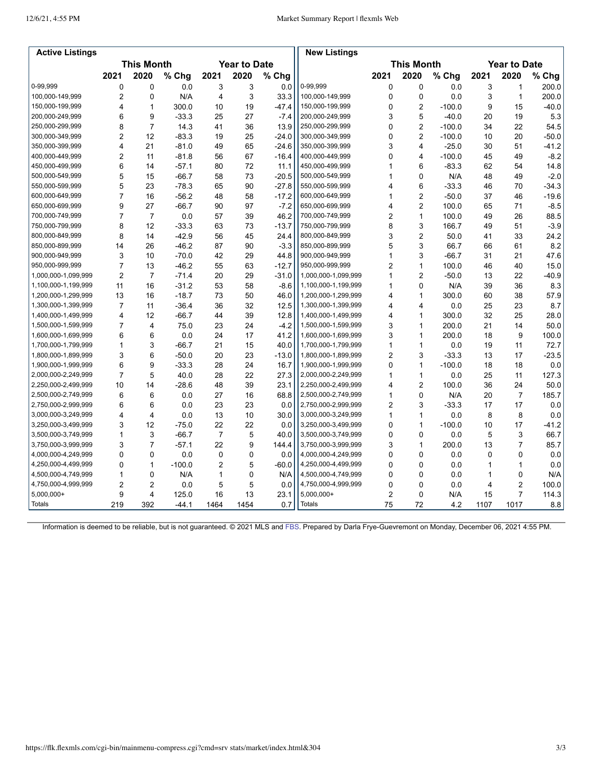| Active Listings | This Month | | | Year to Date | | |
|---|---|---|---|---|---|---|
| | 2021 | 2020 | % Chg | 2021 | 2020 | % Chg |
| 0-99,999 | 0 | 0 | 0.0 | 3 | 3 | 0.0 |
| 100,000-149,999 | 2 | 0 | N/A | 4 | 3 | 33.3 |
| 150,000-199,999 | 4 | 1 | 300.0 | 10 | 19 | -47.4 |
| 200,000-249,999 | 6 | 9 | -33.3 | 25 | 27 | -7.4 |
| 250,000-299,999 | 8 | 7 | 14.3 | 41 | 36 | 13.9 |
| 300,000-349,999 | 2 | 12 | -83.3 | 19 | 25 | -24.0 |
| 350,000-399,999 | 4 | 21 | -81.0 | 49 | 65 | -24.6 |
| 400,000-449,999 | 2 | 11 | -81.8 | 56 | 67 | -16.4 |
| 450,000-499,999 | 6 | 14 | -57.1 | 80 | 72 | 11.1 |
| 500,000-549,999 | 5 | 15 | -66.7 | 58 | 73 | -20.5 |
| 550,000-599,999 | 5 | 23 | -78.3 | 65 | 90 | -27.8 |
| 600,000-649,999 | 7 | 16 | -56.2 | 48 | 58 | -17.2 |
| 650,000-699,999 | 9 | 27 | -66.7 | 90 | 97 | -7.2 |
| 700,000-749,999 | 7 | 7 | 0.0 | 57 | 39 | 46.2 |
| 750,000-799,999 | 8 | 12 | -33.3 | 63 | 73 | -13.7 |
| 800,000-849,999 | 8 | 14 | -42.9 | 56 | 45 | 24.4 |
| 850,000-899,999 | 14 | 26 | -46.2 | 87 | 90 | -3.3 |
| 900,000-949,999 | 3 | 10 | -70.0 | 42 | 29 | 44.8 |
| 950,000-999,999 | 7 | 13 | -46.2 | 55 | 63 | -12.7 |
| 1,000,000-1,099,999 | 2 | 7 | -71.4 | 20 | 29 | -31.0 |
| 1,100,000-1,199,999 | 11 | 16 | -31.2 | 53 | 58 | -8.6 |
| 1,200,000-1,299,999 | 13 | 16 | -18.7 | 73 | 50 | 46.0 |
| 1,300,000-1,399,999 | 7 | 11 | -36.4 | 36 | 32 | 12.5 |
| 1,400,000-1,499,999 | 4 | 12 | -66.7 | 44 | 39 | 12.8 |
| 1,500,000-1,599,999 | 7 | 4 | 75.0 | 23 | 24 | -4.2 |
| 1,600,000-1,699,999 | 6 | 6 | 0.0 | 24 | 17 | 41.2 |
| 1,700,000-1,799,999 | 1 | 3 | -66.7 | 21 | 15 | 40.0 |
| 1,800,000-1,899,999 | 3 | 6 | -50.0 | 20 | 23 | -13.0 |
| 1,900,000-1,999,999 | 6 | 9 | -33.3 | 28 | 24 | 16.7 |
| 2,000,000-2,249,999 | 7 | 5 | 40.0 | 28 | 22 | 27.3 |
| 2,250,000-2,499,999 | 10 | 14 | -28.6 | 48 | 39 | 23.1 |
| 2,500,000-2,749,999 | 6 | 6 | 0.0 | 27 | 16 | 68.8 |
| 2,750,000-2,999,999 | 6 | 6 | 0.0 | 23 | 23 | 0.0 |
| 3,000,000-3,249,999 | 4 | 4 | 0.0 | 13 | 10 | 30.0 |
| 3,250,000-3,499,999 | 3 | 12 | -75.0 | 22 | 22 | 0.0 |
| 3,500,000-3,749,999 | 1 | 3 | -66.7 | 7 | 5 | 40.0 |
| 3,750,000-3,999,999 | 3 | 7 | -57.1 | 22 | 9 | 144.4 |
| 4,000,000-4,249,999 | 0 | 0 | 0.0 | 0 | 0 | 0.0 |
| 4,250,000-4,499,999 | 0 | 1 | -100.0 | 2 | 5 | -60.0 |
| 4,500,000-4,749,999 | 1 | 0 | N/A | 1 | 0 | N/A |
| 4,750,000-4,999,999 | 2 | 2 | 0.0 | 5 | 5 | 0.0 |
| 5,000,000+ | 9 | 4 | 125.0 | 16 | 13 | 23.1 |
| Totals | 219 | 392 | -44.1 | 1464 | 1454 | 0.7 |

| New Listings | This Month | | | Year to Date | | |
|---|---|---|---|---|---|---|
| | 2021 | 2020 | % Chg | 2021 | 2020 | % Chg |
| 0-99,999 | 0 | 0 | 0.0 | 3 | 1 | 200.0 |
| 100,000-149,999 | 0 | 0 | 0.0 | 3 | 1 | 200.0 |
| 150,000-199,999 | 0 | 2 | -100.0 | 9 | 15 | -40.0 |
| 200,000-249,999 | 3 | 5 | -40.0 | 20 | 19 | 5.3 |
| 250,000-299,999 | 0 | 2 | -100.0 | 34 | 22 | 54.5 |
| 300,000-349,999 | 0 | 2 | -100.0 | 10 | 20 | -50.0 |
| 350,000-399,999 | 3 | 4 | -25.0 | 30 | 51 | -41.2 |
| 400,000-449,999 | 0 | 4 | -100.0 | 45 | 49 | -8.2 |
| 450,000-499,999 | 1 | 6 | -83.3 | 62 | 54 | 14.8 |
| 500,000-549,999 | 1 | 0 | N/A | 48 | 49 | -2.0 |
| 550,000-599,999 | 4 | 6 | -33.3 | 46 | 70 | -34.3 |
| 600,000-649,999 | 1 | 2 | -50.0 | 37 | 46 | -19.6 |
| 650,000-699,999 | 4 | 2 | 100.0 | 65 | 71 | -8.5 |
| 700,000-749,999 | 2 | 1 | 100.0 | 49 | 26 | 88.5 |
| 750,000-799,999 | 8 | 3 | 166.7 | 49 | 51 | -3.9 |
| 800,000-849,999 | 3 | 2 | 50.0 | 41 | 33 | 24.2 |
| 850,000-899,999 | 5 | 3 | 66.7 | 66 | 61 | 8.2 |
| 900,000-949,999 | 1 | 3 | -66.7 | 31 | 21 | 47.6 |
| 950,000-999,999 | 2 | 1 | 100.0 | 46 | 40 | 15.0 |
| 1,000,000-1,099,999 | 1 | 2 | -50.0 | 13 | 22 | -40.9 |
| 1,100,000-1,199,999 | 1 | 0 | N/A | 39 | 36 | 8.3 |
| 1,200,000-1,299,999 | 4 | 1 | 300.0 | 60 | 38 | 57.9 |
| 1,300,000-1,399,999 | 4 | 4 | 0.0 | 25 | 23 | 8.7 |
| 1,400,000-1,499,999 | 4 | 1 | 300.0 | 32 | 25 | 28.0 |
| 1,500,000-1,599,999 | 3 | 1 | 200.0 | 21 | 14 | 50.0 |
| 1,600,000-1,699,999 | 3 | 1 | 200.0 | 18 | 9 | 100.0 |
| 1,700,000-1,799,999 | 1 | 1 | 0.0 | 19 | 11 | 72.7 |
| 1,800,000-1,899,999 | 2 | 3 | -33.3 | 13 | 17 | -23.5 |
| 1,900,000-1,999,999 | 0 | 1 | -100.0 | 18 | 18 | 0.0 |
| 2,000,000-2,249,999 | 1 | 1 | 0.0 | 25 | 11 | 127.3 |
| 2,250,000-2,499,999 | 4 | 2 | 100.0 | 36 | 24 | 50.0 |
| 2,500,000-2,749,999 | 1 | 0 | N/A | 20 | 7 | 185.7 |
| 2,750,000-2,999,999 | 2 | 3 | -33.3 | 17 | 17 | 0.0 |
| 3,000,000-3,249,999 | 1 | 1 | 0.0 | 8 | 8 | 0.0 |
| 3,250,000-3,499,999 | 0 | 1 | -100.0 | 10 | 17 | -41.2 |
| 3,500,000-3,749,999 | 0 | 0 | 0.0 | 5 | 3 | 66.7 |
| 3,750,000-3,999,999 | 3 | 1 | 200.0 | 13 | 7 | 85.7 |
| 4,000,000-4,249,999 | 0 | 0 | 0.0 | 0 | 0 | 0.0 |
| 4,250,000-4,499,999 | 0 | 0 | 0.0 | 1 | 1 | 0.0 |
| 4,500,000-4,749,999 | 0 | 0 | 0.0 | 1 | 0 | N/A |
| 4,750,000-4,999,999 | 0 | 0 | 0.0 | 4 | 2 | 100.0 |
| 5,000,000+ | 2 | 0 | N/A | 15 | 7 | 114.3 |
| Totals | 75 | 72 | 4.2 | 1107 | 1017 | 8.8 |

Information is deemed to be reliable, but is not guaranteed. © 2021 MLS and FBS. Prepared by Darla Frye-Guevremont on Monday, December 06, 2021 4:55 PM.